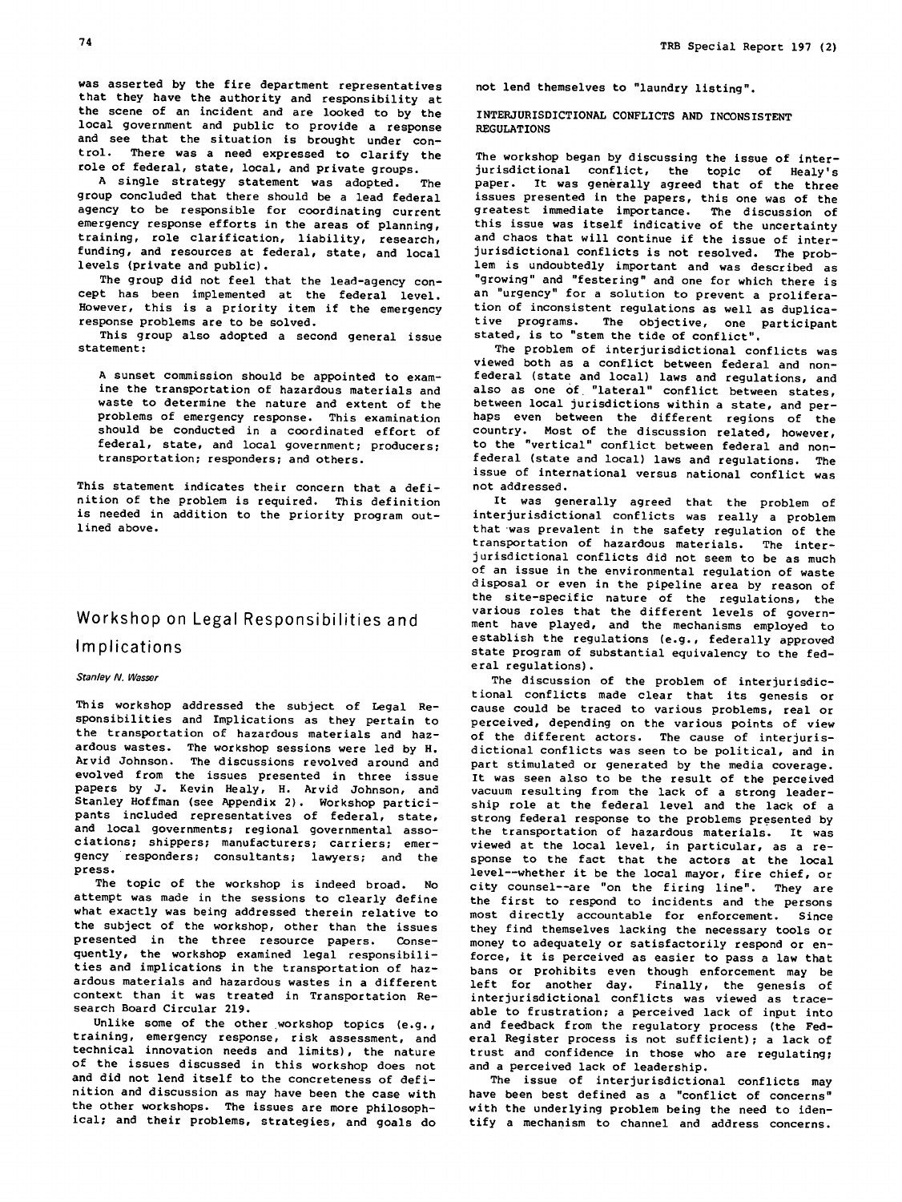was asserted by the fire department representatives that they have the authority and responsibility at the scene of an incident and are looked to by the local government and public to provide a response and see that the situation is brought under control. There was a need expressed to clarify the role of federal, state, local, and private groups.

A single strategy statement was adopted. The group concluded that there should be a lead federal agency to be responsible for coordinating current emergency response efforts in the areas of planning, training, role clarification, liability, research, funding, and resources at federal, state, and local levels (private and public).

The group did not feel that the lead-agency concept has been implemented at the federal level. However, this is a priority item if the emergency response problems are to be solved.

This group also adopted a second general issue statement:

> A sunset commission should be appointed to examine the transportation of hazardous materials and waste to determine the nature and extent of the problems of emergency response. This examination should be conducted in a coordinated effort of federal, state, and local government; producers; transportation; responders; and others.

This statement indicates their concern that a definition of the problem is required. This definition is needed in addition to the priority program outlined above.

## Workshop on Legal Responsibilities and Implications

*Stanley N. Wasser*

This workshop addressed the subject of Legal Responsibilities and Implications as they pertain to the transportation of hazardous materials and hazardous wastes. The workshop sessions were led by H. Arvid Johnson. The discussions revolved around and evolved from the issues presented in three issue papers by J. Kevin Healy, H. Arvid Johnson, and Stanley Hoffman (see Appendix 2). Workshop participants included representatives of federal, state, and local governments; regional governmental associations; shippers; manufacturers; carriers; emergency responders; consultants; lawyers; and the press.

The topic of the workshop is indeed broad. No attempt was made in the sessions to clearly define what exactly was being addressed therein relative to the subject of the workshop, other than the issues presented in the three resource papers. Consequently, the workshop examined legal responsibilities and implications in the transportation of hazardous materials and hazardous wastes in a different context than it was treated in Transportation Research Board Circular 219.

Unlike some of the other workshop topics (e.g., training, emergency response, risk assessment, and technical innovation needs and limits), the nature of the issues discussed in this workshop does not and did not lend itself to the concreteness of definition and discussion as may have been the case with the other workshops. The issues are more philosophical; and their problems, strategies, and goals do not lend themselves to "laundry listing".

### INTERJURISDICTIONAL CONFLICTS AND INCONSISTENT REGULATIONS

The workshop began by discussing the issue of interjurisdictional conflict, the topic of Healy's paper. It was generally agreed that of the three issues presented in the papers, this one was of the greatest immediate importance. The discussion of this issue was itself indicative of the uncertainty and chaos that will continue if the issue of interjurisdictional conflicts is not resolved. The problem is undoubtedly important and was described as "growing" and "festering" and one for which there is an "urgency" for a solution to prevent a proliferation of inconsistent regulations as well as duplicative programs. The objective, one participant stated, is to "stem the tide of conflict".

The problem of interjurisdictional conflicts was viewed both as a conflict between federal and nonfederal (state and local) laws and regulations, and also as one of "lateral" conflict between states, between local jurisdictions within a state, and perhaps even between the different regions of the country. Most of the discussion related, however, to the "vertical" conflict between federal and nonfederal (state and local) laws and regulations. The issue of international versus national conflict was not addressed.

It was generally agreed that the problem of interjurisdictional conflicts was really a problem that was prevalent in the safety regulation of the transportation of hazardous materials. The interjurisdictional conflicts did not seem to be as much of an issue in the environmental regulation of waste disposal or even in the pipeline area by reason of the site-specific nature of the regulations, the various roles that the different levels of government have played, and the mechanisms employed to establish the regulations (e.g., federally approved state program of substantial equivalency to the federal regulations).

The discussion of the problem of interjurisdictional conflicts made clear that its genesis or cause could be traced to various problems, real or perceived, depending on the various points of view of the different actors. The cause of interjurisdictional conflicts was seen to be political, and in part stimulated or generated by the media coverage. It was seen also to be the result of the perceived vacuum resulting from the lack of a strong leadership role at the federal level and the lack of a strong federal response to the problems presented by the transportation of hazardous materials. It was viewed at the local level, in particular, as a response to the fact that the actors at the local level--whether it be the local mayor, fire chief, or city counsel--are "on the firing line". They are the first to respond to incidents and the persons most directly accountable for enforcement. Since they find themselves lacking the necessary tools or money to adequately or satisfactorily respond or enforce, it is perceived as easier to pass a law that bans or prohibits even though enforcement may be left for another day. Finally, the genesis of interjurisdictional conflicts was viewed as traceable to frustration; a perceived lack of input into and feedback from the regulatory process (the Federal Register process is not sufficient); a lack of trust and confidence in those who are regulating; and a perceived lack of leadership.

The issue of interjurisdictional conflicts may have been best defined as a "conflict of concerns" with the underlying problem being the need to identify a mechanism to channel and address concerns.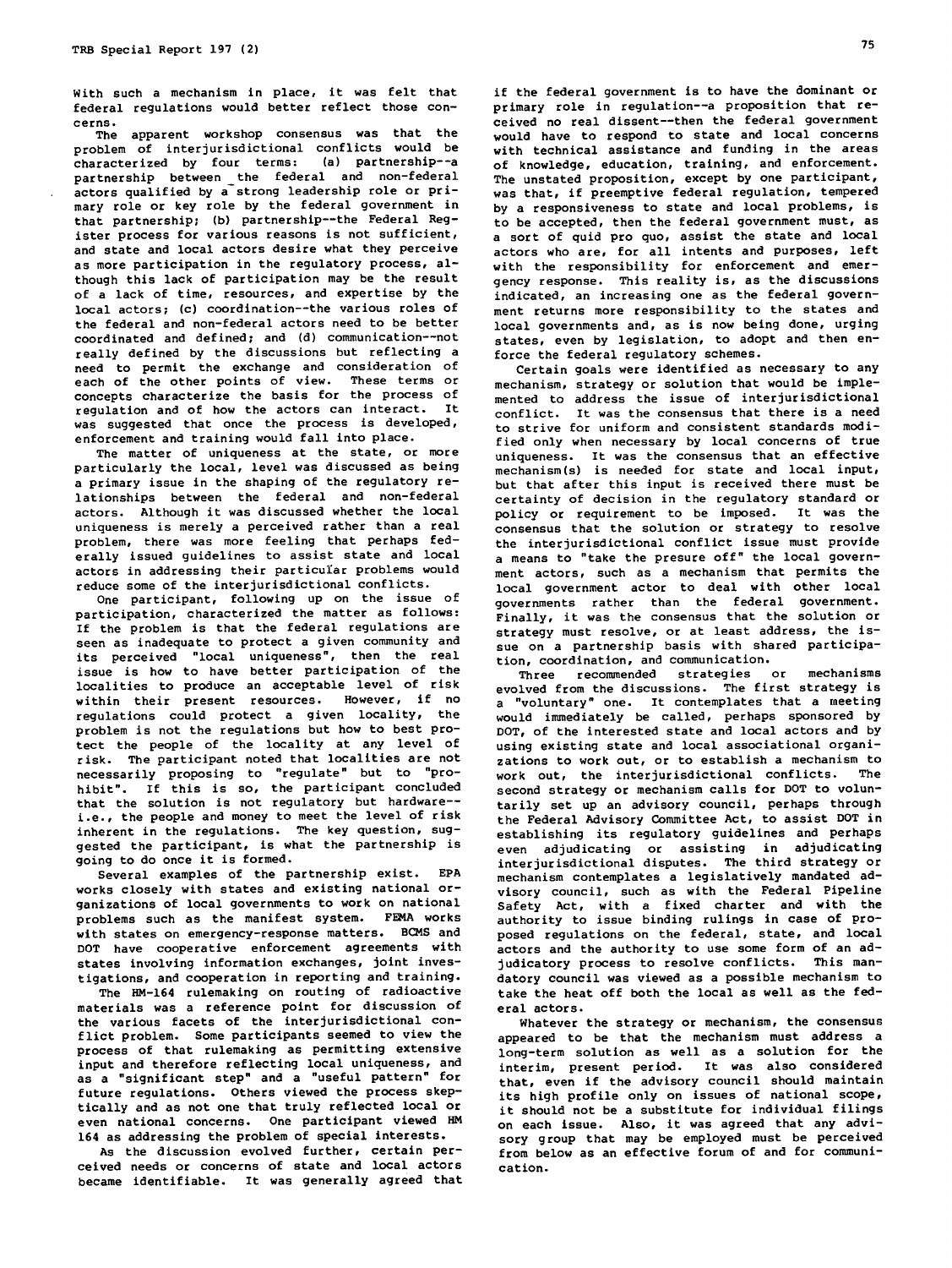With such a mechanism in place, it was felt that federal regulations would better reflect those concerns.

The apparent workshop consensus was that the problem of interjurisdictional conflicts would be characterized by four terms: (a) partnership--a partnership between the federal and non-federal actors qualified by a strong leadership role or primary role or key role by the federal government in that partnership; (b) partnership--the Federal Register process for various reasons is not sufficient, and state and local actors desire what they perceive as more participation in the regulatory process, although this lack of participation may be the result of a lack of time, resources, and expertise by the local actors; (c) coordination--the various roles of the federal and non-federal actors need to be better coordinated and defined; and (d) communication--not really defined by the discussions but reflecting a need to permit the exchange and consideration of each of the other points of view. These terms or concepts characterize the basis for the process of regulation and of how the actors can interact. It was suggested that once the process is developed, enforcement and training would fall into place.

The matter of uniqueness at the state, or more particularly the local, level was discussed as being a primary issue in the shaping of the regulatory relationships between the federal and non-federal actors. Although it was discussed whether the local uniqueness is merely a perceived rather than a real problem, there was more feeling that perhaps federally issued guidelines to assist state and local actors in addressing their particular problems would reduce some of the interjurisdictional conflicts.

One participant, following up on the issue of participation, characterized the matter as follows: If the problem is that the federal regulations are seen as inadequate to protect a given community and its perceived "local uniqueness", then the real issue is how to have better participation of the localities to produce an acceptable level of risk within their present resources. However, if no regulations could protect a given locality, the problem is not the regulations but how to best protect the people of the locality at any level of risk. The participant noted that localities are not necessarily proposing to "regulate" but to "prohibit". If this is so, the participant concluded that the solution is not regulatory but hardware--i.e., the people and money to meet the level of risk inherent in the regulations. The key question, suggested the participant, is what the partnership is going to do once it is formed.

Several examples of the partnership exist. EPA works closely with states and existing national organizations of local governments to work on national problems such as the manifest system. FEMA works with states on emergency-response matters. BCMS and DOT have cooperative enforcement agreements with states involving information exchanges, joint investigations, and cooperation in reporting and training.

The HM-164 rulemaking on routing of radioactive materials was a reference point for discussion of the various facets of the interjurisdictional conflict problem. Some participants seemed to view the process of that rulemaking as permitting extensive input and therefore reflecting local uniqueness, and as a "significant step" and a "useful pattern" for future regulations. Others viewed the process skeptically and as not one that truly reflected local or even national concerns. One participant viewed HM 164 as addressing the problem of special interests.

As the discussion evolved further, certain perceived needs or concerns of state and local actors became identifiable. It was generally agreed that if the federal government is to have the dominant or primary role in regulation--a proposition that received no real dissent--then the federal government would have to respond to state and local concerns with technical assistance and funding in the areas of knowledge, education, training, and enforcement. The unstated proposition, except by one participant, was that, if preemptive federal regulation, tempered by a responsiveness to state and local problems, is to be accepted, then the federal government must, as a sort of quid pro quo, assist the state and local actors who are, for all intents and purposes, left with the responsibility for enforcement and emergency response. This reality is, as the discussions indicated, an increasing one as the federal government returns more responsibility to the states and local governments and, as is now being done, urging states, even by legislation, to adopt and then enforce the federal regulatory schemes.

Certain goals were identified as necessary to any mechanism, strategy or solution that would be implemented to address the issue of interjurisdictional conflict. It was the consensus that there is a need to strive for uniform and consistent standards modified only when necessary by local concerns of true uniqueness. It was the consensus that an effective mechanism(s) is needed for state and local input, but that after this input is received there must be certainty of decision in the regulatory standard or policy or requirement to be imposed. It was the consensus that the solution or strategy to resolve the interjurisdictional conflict issue must provide a means to "take the presure off" the local government actors, such as a mechanism that permits the local government actor to deal with other local governments rather than the federal government. Finally, it was the consensus that the solution or strategy must resolve, or at least address, the issue on a partnership basis with shared participation, coordination, and communication.

Three recommended strategies or mechanisms evolved from the discussions. The first strategy is a "voluntary" one. It contemplates that a meeting would immediately be called, perhaps sponsored by DOT, of the interested state and local actors and by using existing state and local associational organizations to work out, or to establish a mechanism to work out, the interjurisdictional conflicts. The second strategy or mechanism calls for DOT to voluntarily set up an advisory council, perhaps through the Federal Advisory Committee Act, to assist DOT in establishing its regulatory guidelines and perhaps even adjudicating or assisting in adjudicating interjurisdictional disputes. The third strategy or mechanism contemplates a legislatively mandated advisory council, such as with the Federal Pipeline Safety Act, with a fixed charter and with the authority to issue binding rulings in case of proposed regulations on the federal, state, and local actors and the authority to use some form of an adjudicatory process to resolve conflicts. This mandatory council was viewed as a possible mechanism to take the heat off both the local as well as the federal actors.

Whatever the strategy or mechanism, the consensus appeared to be that the mechanism must address a long-term solution as well as a solution for the interim, present period. It was also considered that, even if the advisory council should maintain its high profile only on issues of national scope, it should not be a substitute for individual filings on each issue. Also, it was agreed that any advisory group that may be employed must be perceived from below as an effective forum of and for communication.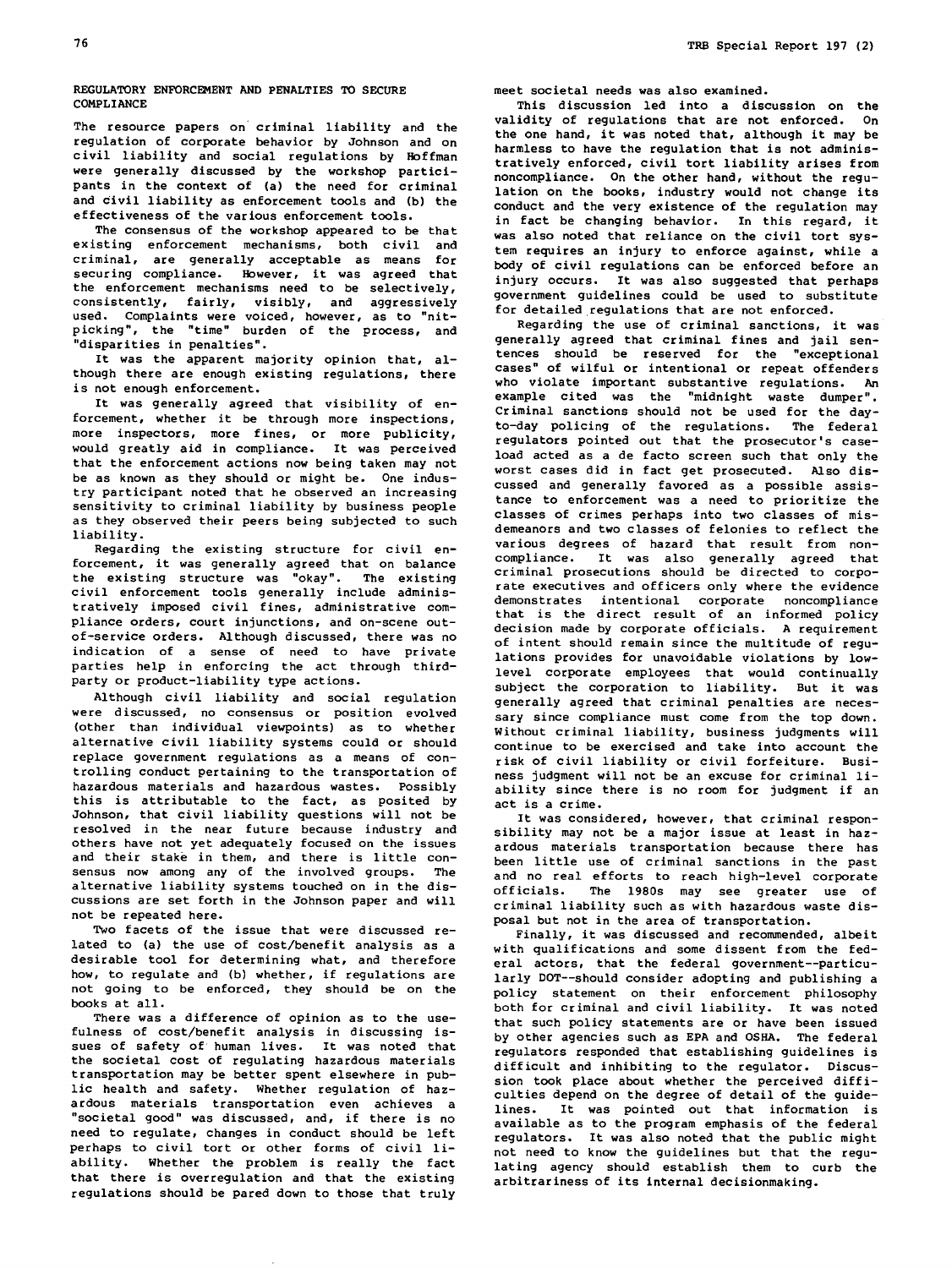## REGULATORY ENFORCEMENT AND PENALTIES TO SECURE COMPLIANCE

The resource papers on criminal liability and the regulation of corporate behavior by Johnson and on civil liability and social regulations by Hoffman were generally discussed by the workshop participants in the context of (a) the need for criminal and civil liability as enforcement tools and (b) the effectiveness of the various enforcement tools.

The consensus of the workshop appeared to be that existing enforcement mechanisms, both civil and criminal, are generally acceptable as means for securing compliance. However, it was agreed that the enforcement mechanisms need to be selectively, consistently, fairly, visibly, and aggressively used. Complaints were voiced, however, as to "nit-picking", the "time" burden of the process, and "disparities in penalties".

It was the apparent majority opinion that, although there are enough existing regulations, there is not enough enforcement.

It was generally agreed that visibility of enforcement, whether it be through more inspections, more inspectors, more fines, or more publicity, would greatly aid in compliance. It was perceived that the enforcement actions now being taken may not be as known as they should or might be. One industry participant noted that he observed an increasing sensitivity to criminal liability by business people as they observed their peers being subjected to such liability.

Regarding the existing structure for civil enforcement, it was generally agreed that on balance the existing structure was "okay". The existing civil enforcement tools generally include administratively imposed civil fines, administrative compliance orders, court injunctions, and on-scene out-of-service orders. Although discussed, there was no indication of a sense of need to have private parties help in enforcing the act through third-party or product-liability type actions.

Although civil liability and social regulation were discussed, no consensus or position evolved (other than individual viewpoints) as to whether alternative civil liability systems could or should replace government regulations as a means of controlling conduct pertaining to the transportation of hazardous materials and hazardous wastes. Possibly this is attributable to the fact, as posited by Johnson, that civil liability questions will not be resolved in the near future because industry and others have not yet adequately focused on the issues and their stake in them, and there is little consensus now among any of the involved groups. The alternative liability systems touched on in the discussions are set forth in the Johnson paper and will not be repeated here.

Two facets of the issue that were discussed related to (a) the use of cost/benefit analysis as a desirable tool for determining what, and therefore how, to regulate and (b) whether, if regulations are not going to be enforced, they should be on the books at all.

There was a difference of opinion as to the usefulness of cost/benefit analysis in discussing issues of safety of human lives. It was noted that the societal cost of regulating hazardous materials transportation may be better spent elsewhere in public health and safety. Whether regulation of hazardous materials transportation even achieves a "societal good" was discussed, and, if there is no need to regulate, changes in conduct should be left perhaps to civil tort or other forms of civil liability. Whether the problem is really the fact that there is overregulation and that the existing regulations should be pared down to those that truly meet societal needs was also examined.

This discussion led into a discussion on the validity of regulations that are not enforced. On the one hand, it was noted that, although it may be harmless to have the regulation that is not administratively enforced, civil tort liability arises from noncompliance. On the other hand, without the regulation on the books, industry would not change its conduct and the very existence of the regulation may in fact be changing behavior. In this regard, it was also noted that reliance on the civil tort system requires an injury to enforce against, while a body of civil regulations can be enforced before an injury occurs. It was also suggested that perhaps government guidelines could be used to substitute for detailed regulations that are not enforced.

Regarding the use of criminal sanctions, it was generally agreed that criminal fines and jail sentences should be reserved for the "exceptional cases" of wilful or intentional or repeat offenders who violate important substantive regulations. An example cited was the "midnight waste dumper". Criminal sanctions should not be used for the day-to-day policing of the regulations. The federal regulators pointed out that the prosecutor's caseload acted as a de facto screen such that only the worst cases did in fact get prosecuted. Also discussed and generally favored as a possible assistance to enforcement was a need to prioritize the classes of crimes perhaps into two classes of misdemeanors and two classes of felonies to reflect the various degrees of hazard that result from noncompliance. It was also generally agreed that criminal prosecutions should be directed to corporate executives and officers only where the evidence demonstrates intentional corporate noncompliance that is the direct result of an informed policy decision made by corporate officials. A requirement of intent should remain since the multitude of regulations provides for unavoidable violations by low-level corporate employees that would continually subject the corporation to liability. But it was generally agreed that criminal penalties are necessary since compliance must come from the top down. Without criminal liability, business judgments will continue to be exercised and take into account the risk of civil liability or civil forfeiture. Business judgment will not be an excuse for criminal liability since there is no room for judgment if an act is a crime.

It was considered, however, that criminal responsibility may not be a major issue at least in hazardous materials transportation because there has been little use of criminal sanctions in the past and no real efforts to reach high-level corporate officials. The 1980s may see greater use of criminal liability such as with hazardous waste disposal but not in the area of transportation.

Finally, it was discussed and recommended, albeit with qualifications and some dissent from the federal actors, that the federal government--particularly DOT--should consider adopting and publishing a policy statement on their enforcement philosophy both for criminal and civil liability. It was noted that such policy statements are or have been issued by other agencies such as EPA and OSHA. The federal regulators responded that establishing guidelines is difficult and inhibiting to the regulator. Discussion took place about whether the perceived difficulties depend on the degree of detail of the guidelines. It was pointed out that information is available as to the program emphasis of the federal regulators. It was also noted that the public might not need to know the guidelines but that the regulating agency should establish them to curb the arbitrariness of its internal decisionmaking.